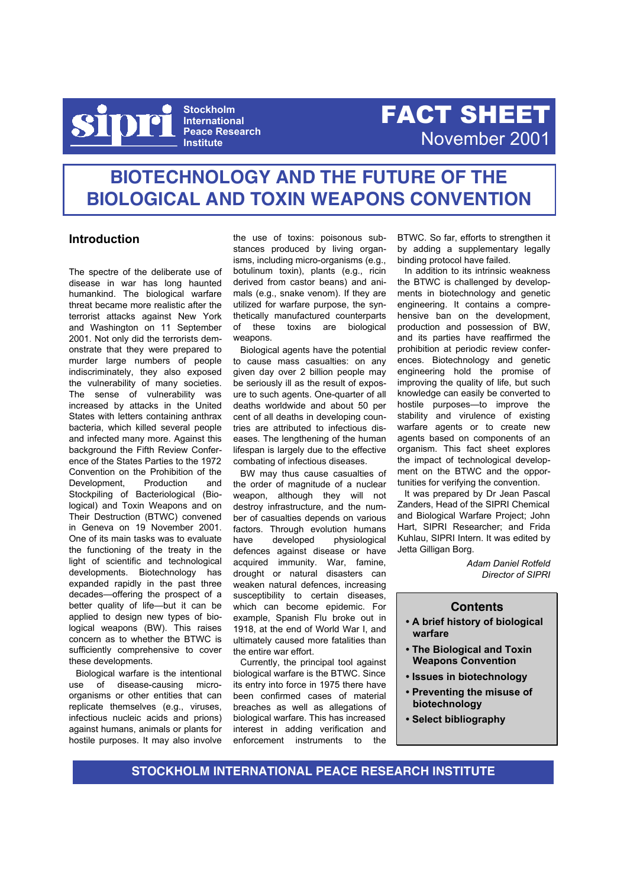**Stockholm International Peace Research Institute**

# FACT SHEET

November 2001

# BIOTECHNOLOGY AND THE FUTURE OF THE BIOLOGICAL AND TOXIN WEAPONS CONVENTION

## Introduction

The spectre of the deliberate use of disease in war has long haunted humankind. The biological warfare threat became more realistic after the terrorist attacks against New York and Washington on 11 September 2001. Not only did the terrorists demonstrate that they were prepared to murder large numbers of people indiscriminately, they also exposed the vulnerability of many societies. The sense of vulnerability was increased by attacks in the United States with letters containing anthrax bacteria, which killed several people and infected many more. Against this background the Fifth Review Conference of the States Parties to the 1972 Convention on the Prohibition of the Development, Production and Stockpiling of Bacteriological (Biological) and Toxin Weapons and on Their Destruction (BTWC) convened in Geneva on 19 November 2001. One of its main tasks was to evaluate the functioning of the treaty in the light of scientific and technological developments. Biotechnology has expanded rapidly in the past three decades—offering the prospect of a better quality of life—but it can be applied to design new types of biological weapons (BW). This raises concern as to whether the BTWC is sufficiently comprehensive to cover these developments.

Biological warfare is the intentional use of disease-causing microorganisms or other entities that can replicate themselves (e.g., viruses, infectious nucleic acids and prions) against humans, animals or plants for hostile purposes. It may also involve the use of toxins: poisonous substances produced by living organisms, including micro-organisms (e.g., botulinum toxin), plants (e.g., ricin derived from castor beans) and animals (e.g., snake venom). If they are utilized for warfare purpose, the synthetically manufactured counterparts of these toxins are biological weapons.

Biological agents have the potential to cause mass casualties: on any given day over 2 billion people may be seriously ill as the result of exposure to such agents. One-quarter of all deaths worldwide and about 50 per cent of all deaths in developing countries are attributed to infectious diseases. The lengthening of the human lifespan is largely due to the effective combating of infectious diseases.

BW may thus cause casualties of the order of magnitude of a nuclear weapon, although they will not destroy infrastructure, and the number of casualties depends on various factors. Through evolution humans have developed physiological defences against disease or have acquired immunity. War, famine, drought or natural disasters can weaken natural defences, increasing susceptibility to certain diseases, which can become epidemic. For example, Spanish Flu broke out in 1918, at the end of World War I, and ultimately caused more fatalities than the entire war effort.

Currently, the principal tool against biological warfare is the BTWC. Since its entry into force in 1975 there have been confirmed cases of material breaches as well as allegations of biological warfare. This has increased interest in adding verification and enforcement instruments to the BTWC. So far, efforts to strengthen it by adding a supplementary legally binding protocol have failed.

In addition to its intrinsic weakness the BTWC is challenged by developments in biotechnology and genetic engineering. It contains a comprehensive ban on the development, production and possession of BW, and its parties have reaffirmed the prohibition at periodic review conferences. Biotechnology and genetic engineering hold the promise of improving the quality of life, but such knowledge can easily be converted to hostile purposes—to improve the stability and virulence of existing warfare agents or to create new agents based on components of an organism. This fact sheet explores the impact of technological development on the BTWC and the opportunities for verifying the convention.

It was prepared by Dr Jean Pascal Zanders, Head of the SIPRI Chemical and Biological Warfare Project; John Hart, SIPRI Researcher; and Frida Kuhlau, SIPRI Intern. It was edited by Jetta Gilligan Borg.

*Adam Daniel Rotfeld*
*Director of SIPRI*

### Contents

- **A brief history of biological warfare**
- **The Biological and Toxin Weapons Convention**
- **Issues in biotechnology**
- **Preventing the misuse of biotechnology**
- **Select bibliography**

STOCKHOLM INTERNATIONAL PEACE RESEARCH INSTITUTE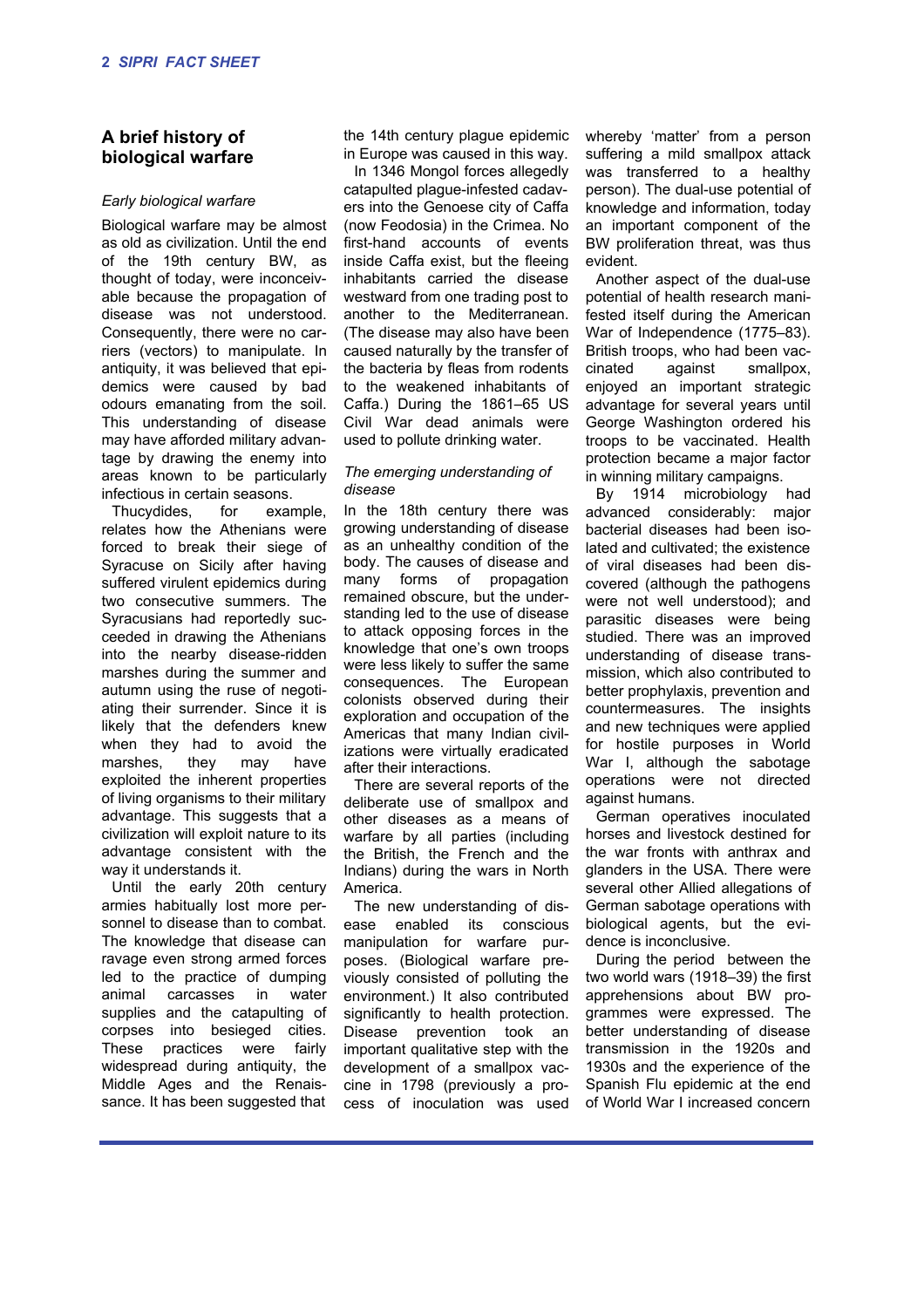## A brief history of biological warfare

*Early biological warfare*

Biological warfare may be almost as old as civilization. Until the end of the 19th century BW, as thought of today, were inconceivable because the propagation of disease was not understood. Consequently, there were no carriers (vectors) to manipulate. In antiquity, it was believed that epidemics were caused by bad odours emanating from the soil. This understanding of disease may have afforded military advantage by drawing the enemy into areas known to be particularly infectious in certain seasons.

Thucydides, for example, relates how the Athenians were forced to break their siege of Syracuse on Sicily after having suffered virulent epidemics during two consecutive summers. The Syracusians had reportedly succeeded in drawing the Athenians into the nearby disease-ridden marshes during the summer and autumn using the ruse of negotiating their surrender. Since it is likely that the defenders knew when they had to avoid the marshes, they may have exploited the inherent properties of living organisms to their military advantage. This suggests that a civilization will exploit nature to its advantage consistent with the way it understands it.

Until the early 20th century armies habitually lost more personnel to disease than to combat. The knowledge that disease can ravage even strong armed forces led to the practice of dumping animal carcasses in water supplies and the catapulting of corpses into besieged cities. These practices were fairly widespread during antiquity, the Middle Ages and the Renaissance. It has been suggested that the 14th century plague epidemic in Europe was caused in this way.

In 1346 Mongol forces allegedly catapulted plague-infested cadavers into the Genoese city of Caffa (now Feodosia) in the Crimea. No first-hand accounts of events inside Caffa exist, but the fleeing inhabitants carried the disease westward from one trading post to another to the Mediterranean. (The disease may also have been caused naturally by the transfer of the bacteria by fleas from rodents to the weakened inhabitants of Caffa.) During the 1861–65 US Civil War dead animals were used to pollute drinking water.

*The emerging understanding of disease*

In the 18th century there was growing understanding of disease as an unhealthy condition of the body. The causes of disease and many forms of propagation remained obscure, but the understanding led to the use of disease to attack opposing forces in the knowledge that one's own troops were less likely to suffer the same consequences. The European colonists observed during their exploration and occupation of the Americas that many Indian civilizations were virtually eradicated after their interactions.

There are several reports of the deliberate use of smallpox and other diseases as a means of warfare by all parties (including the British, the French and the Indians) during the wars in North America.

The new understanding of disease enabled its conscious manipulation for warfare purposes. (Biological warfare previously consisted of polluting the environment.) It also contributed significantly to health protection. Disease prevention took an important qualitative step with the development of a smallpox vaccine in 1798 (previously a process of inoculation was used whereby 'matter' from a person suffering a mild smallpox attack was transferred to a healthy person). The dual-use potential of knowledge and information, today an important component of the BW proliferation threat, was thus evident.

Another aspect of the dual-use potential of health research manifested itself during the American War of Independence (1775–83). British troops, who had been vaccinated against smallpox, enjoyed an important strategic advantage for several years until George Washington ordered his troops to be vaccinated. Health protection became a major factor in winning military campaigns.

By 1914 microbiology had advanced considerably: major bacterial diseases had been isolated and cultivated; the existence of viral diseases had been discovered (although the pathogens were not well understood); and parasitic diseases were being studied. There was an improved understanding of disease transmission, which also contributed to better prophylaxis, prevention and countermeasures. The insights and new techniques were applied for hostile purposes in World War I, although the sabotage operations were not directed against humans.

German operatives inoculated horses and livestock destined for the war fronts with anthrax and glanders in the USA. There were several other Allied allegations of German sabotage operations with biological agents, but the evidence is inconclusive.

During the period between the two world wars (1918–39) the first apprehensions about BW programmes were expressed. The better understanding of disease transmission in the 1920s and 1930s and the experience of the Spanish Flu epidemic at the end of World War I increased concern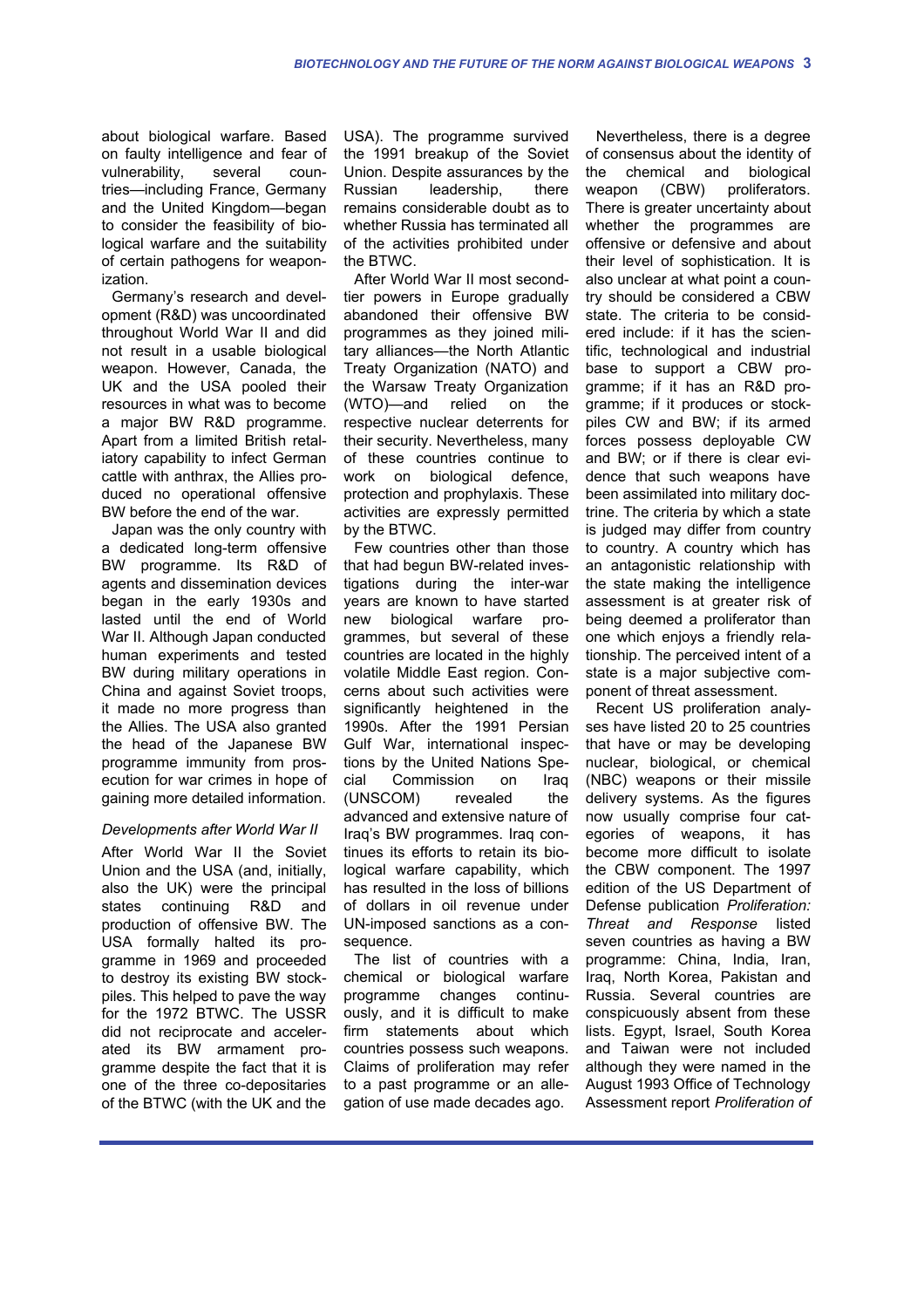about biological warfare. Based on faulty intelligence and fear of vulnerability, several countries—including France, Germany and the United Kingdom—began to consider the feasibility of biological warfare and the suitability of certain pathogens for weaponization.

Germany's research and development (R&D) was uncoordinated throughout World War II and did not result in a usable biological weapon. However, Canada, the UK and the USA pooled their resources in what was to become a major BW R&D programme. Apart from a limited British retaliatory capability to infect German cattle with anthrax, the Allies produced no operational offensive BW before the end of the war.

Japan was the only country with a dedicated long-term offensive BW programme. Its R&D of agents and dissemination devices began in the early 1930s and lasted until the end of World War II. Although Japan conducted human experiments and tested BW during military operations in China and against Soviet troops, it made no more progress than the Allies. The USA also granted the head of the Japanese BW programme immunity from prosecution for war crimes in hope of gaining more detailed information.

*Developments after World War II*

After World War II the Soviet Union and the USA (and, initially, also the UK) were the principal states continuing R&D and production of offensive BW. The USA formally halted its programme in 1969 and proceeded to destroy its existing BW stockpiles. This helped to pave the way for the 1972 BTWC. The USSR did not reciprocate and accelerated its BW armament programme despite the fact that it is one of the three co-depositaries of the BTWC (with the UK and the USA). The programme survived the 1991 breakup of the Soviet Union. Despite assurances by the Russian leadership, there remains considerable doubt as to whether Russia has terminated all of the activities prohibited under the BTWC.

After World War II most second-tier powers in Europe gradually abandoned their offensive BW programmes as they joined military alliances—the North Atlantic Treaty Organization (NATO) and the Warsaw Treaty Organization (WTO)—and relied on the respective nuclear deterrents for their security. Nevertheless, many of these countries continue to work on biological defence, protection and prophylaxis. These activities are expressly permitted by the BTWC.

Few countries other than those that had begun BW-related investigations during the inter-war years are known to have started new biological warfare programmes, but several of these countries are located in the highly volatile Middle East region. Concerns about such activities were significantly heightened in the 1990s. After the 1991 Persian Gulf War, international inspections by the United Nations Special Commission on Iraq (UNSCOM) revealed the advanced and extensive nature of Iraq's BW programmes. Iraq continues its efforts to retain its biological warfare capability, which has resulted in the loss of billions of dollars in oil revenue under UN-imposed sanctions as a consequence.

The list of countries with a chemical or biological warfare programme changes continuously, and it is difficult to make firm statements about which countries possess such weapons. Claims of proliferation may refer to a past programme or an allegation of use made decades ago.

Nevertheless, there is a degree of consensus about the identity of the chemical and biological weapon (CBW) proliferators. There is greater uncertainty about whether the programmes are offensive or defensive and about their level of sophistication. It is also unclear at what point a country should be considered a CBW state. The criteria to be considered include: if it has the scientific, technological and industrial base to support a CBW programme; if it has an R&D programme; if it produces or stockpiles CW and BW; if its armed forces possess deployable CW and BW; or if there is clear evidence that such weapons have been assimilated into military doctrine. The criteria by which a state is judged may differ from country to country. A country which has an antagonistic relationship with the state making the intelligence assessment is at greater risk of being deemed a proliferator than one which enjoys a friendly relationship. The perceived intent of a state is a major subjective component of threat assessment.

Recent US proliferation analyses have listed 20 to 25 countries that have or may be developing nuclear, biological, or chemical (NBC) weapons or their missile delivery systems. As the figures now usually comprise four categories of weapons, it has become more difficult to isolate the CBW component. The 1997 edition of the US Department of Defense publication *Proliferation: Threat and Response* listed seven countries as having a BW programme: China, India, Iran, Iraq, North Korea, Pakistan and Russia. Several countries are conspicuously absent from these lists. Egypt, Israel, South Korea and Taiwan were not included although they were named in the August 1993 Office of Technology Assessment report *Proliferation of*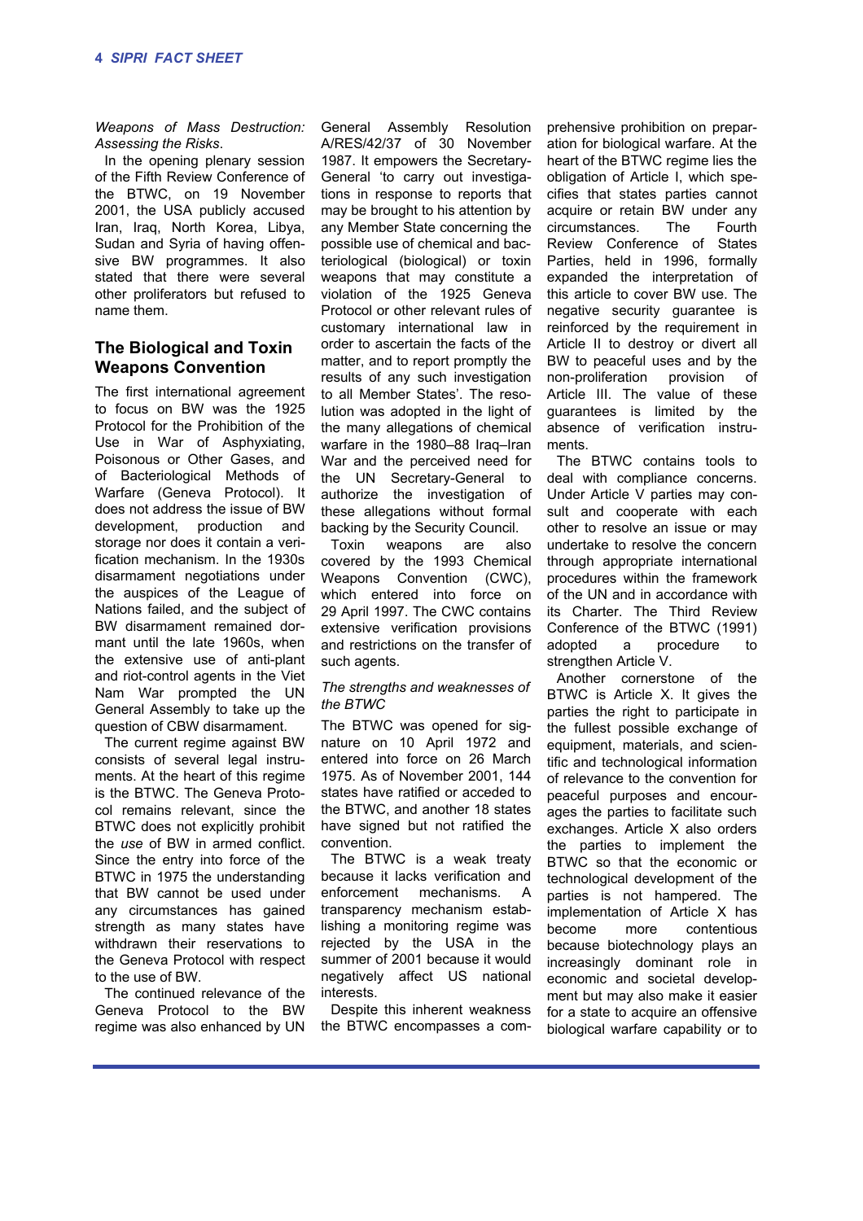*Weapons of Mass Destruction: Assessing the Risks*.

In the opening plenary session of the Fifth Review Conference of the BTWC, on 19 November 2001, the USA publicly accused Iran, Iraq, North Korea, Libya, Sudan and Syria of having offensive BW programmes. It also stated that there were several other proliferators but refused to name them.

## The Biological and Toxin Weapons Convention

The first international agreement to focus on BW was the 1925 Protocol for the Prohibition of the Use in War of Asphyxiating, Poisonous or Other Gases, and of Bacteriological Methods of Warfare (Geneva Protocol). It does not address the issue of BW development, production and storage nor does it contain a verification mechanism. In the 1930s disarmament negotiations under the auspices of the League of Nations failed, and the subject of BW disarmament remained dormant until the late 1960s, when the extensive use of anti-plant and riot-control agents in the Viet Nam War prompted the UN General Assembly to take up the question of CBW disarmament.

The current regime against BW consists of several legal instruments. At the heart of this regime is the BTWC. The Geneva Protocol remains relevant, since the BTWC does not explicitly prohibit the *use* of BW in armed conflict. Since the entry into force of the BTWC in 1975 the understanding that BW cannot be used under any circumstances has gained strength as many states have withdrawn their reservations to the Geneva Protocol with respect to the use of BW.

The continued relevance of the Geneva Protocol to the BW regime was also enhanced by UN General Assembly Resolution A/RES/42/37 of 30 November 1987. It empowers the Secretary-General 'to carry out investigations in response to reports that may be brought to his attention by any Member State concerning the possible use of chemical and bacteriological (biological) or toxin weapons that may constitute a violation of the 1925 Geneva Protocol or other relevant rules of customary international law in order to ascertain the facts of the matter, and to report promptly the results of any such investigation to all Member States'. The resolution was adopted in the light of the many allegations of chemical warfare in the 1980–88 Iraq–Iran War and the perceived need for the UN Secretary-General to authorize the investigation of these allegations without formal backing by the Security Council.

Toxin weapons are also covered by the 1993 Chemical Weapons Convention (CWC), which entered into force on 29 April 1997. The CWC contains extensive verification provisions and restrictions on the transfer of such agents.

*The strengths and weaknesses of the BTWC*

The BTWC was opened for signature on 10 April 1972 and entered into force on 26 March 1975. As of November 2001, 144 states have ratified or acceded to the BTWC, and another 18 states have signed but not ratified the convention.

The BTWC is a weak treaty because it lacks verification and enforcement mechanisms. A transparency mechanism establishing a monitoring regime was rejected by the USA in the summer of 2001 because it would negatively affect US national interests.

Despite this inherent weakness the BTWC encompasses a comprehensive prohibition on preparation for biological warfare. At the heart of the BTWC regime lies the obligation of Article I, which specifies that states parties cannot acquire or retain BW under any circumstances. The Fourth Review Conference of States Parties, held in 1996, formally expanded the interpretation of this article to cover BW use. The negative security guarantee is reinforced by the requirement in Article II to destroy or divert all BW to peaceful uses and by the non-proliferation provision of Article III. The value of these guarantees is limited by the absence of verification instruments.

The BTWC contains tools to deal with compliance concerns. Under Article V parties may consult and cooperate with each other to resolve an issue or may undertake to resolve the concern through appropriate international procedures within the framework of the UN and in accordance with its Charter. The Third Review Conference of the BTWC (1991) adopted a procedure to strengthen Article V.

Another cornerstone of the BTWC is Article X. It gives the parties the right to participate in the fullest possible exchange of equipment, materials, and scientific and technological information of relevance to the convention for peaceful purposes and encourages the parties to facilitate such exchanges. Article X also orders the parties to implement the BTWC so that the economic or technological development of the parties is not hampered. The implementation of Article X has become more contentious because biotechnology plays an increasingly dominant role in economic and societal development but may also make it easier for a state to acquire an offensive biological warfare capability or to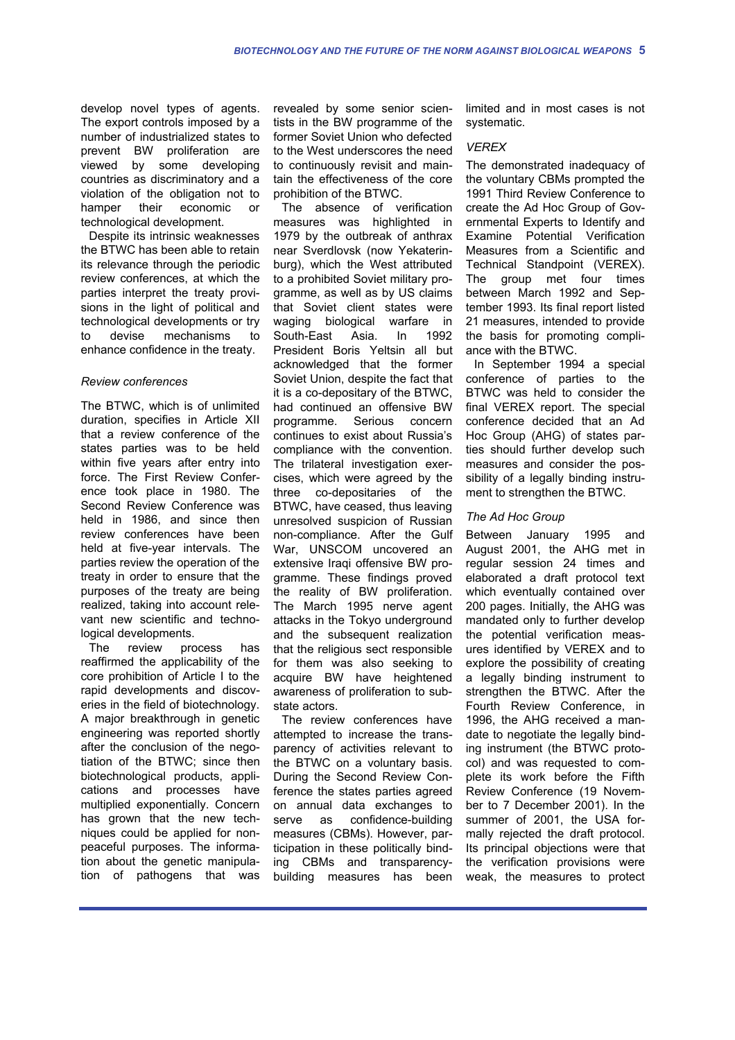develop novel types of agents. The export controls imposed by a number of industrialized states to prevent BW proliferation are viewed by some developing countries as discriminatory and a violation of the obligation not to hamper their economic or technological development.

Despite its intrinsic weaknesses the BTWC has been able to retain its relevance through the periodic review conferences, at which the parties interpret the treaty provisions in the light of political and technological developments or try to devise mechanisms to enhance confidence in the treaty.

### *Review conferences*

The BTWC, which is of unlimited duration, specifies in Article XII that a review conference of the states parties was to be held within five years after entry into force. The First Review Conference took place in 1980. The Second Review Conference was held in 1986, and since then review conferences have been held at five-year intervals. The parties review the operation of the treaty in order to ensure that the purposes of the treaty are being realized, taking into account relevant new scientific and technological developments.

The review process has reaffirmed the applicability of the core prohibition of Article I to the rapid developments and discoveries in the field of biotechnology. A major breakthrough in genetic engineering was reported shortly after the conclusion of the negotiation of the BTWC; since then biotechnological products, applications and processes have multiplied exponentially. Concern has grown that the new techniques could be applied for non-peaceful purposes. The information about the genetic manipulation of pathogens that was revealed by some senior scientists in the BW programme of the former Soviet Union who defected to the West underscores the need to continuously revisit and maintain the effectiveness of the core prohibition of the BTWC.

The absence of verification measures was highlighted in 1979 by the outbreak of anthrax near Sverdlovsk (now Yekaterinburg), which the West attributed to a prohibited Soviet military programme, as well as by US claims that Soviet client states were waging biological warfare in South-East Asia. In 1992 President Boris Yeltsin all but acknowledged that the former Soviet Union, despite the fact that it is a co-depositary of the BTWC, had continued an offensive BW programme. Serious concern continues to exist about Russia's compliance with the convention. The trilateral investigation exercises, which were agreed by the three co-depositaries of the BTWC, have ceased, thus leaving unresolved suspicion of Russian non-compliance. After the Gulf War, UNSCOM uncovered an extensive Iraqi offensive BW programme. These findings proved the reality of BW proliferation. The March 1995 nerve agent attacks in the Tokyo underground and the subsequent realization that the religious sect responsible for them was also seeking to acquire BW have heightened awareness of proliferation to sub-state actors.

The review conferences have attempted to increase the transparency of activities relevant to the BTWC on a voluntary basis. During the Second Review Conference the states parties agreed on annual data exchanges to serve as confidence-building measures (CBMs). However, participation in these politically binding CBMs and transparency-building measures has been limited and in most cases is not systematic.

### *VEREX*

The demonstrated inadequacy of the voluntary CBMs prompted the 1991 Third Review Conference to create the Ad Hoc Group of Governmental Experts to Identify and Examine Potential Verification Measures from a Scientific and Technical Standpoint (VEREX). The group met four times between March 1992 and September 1993. Its final report listed 21 measures, intended to provide the basis for promoting compliance with the BTWC.

In September 1994 a special conference of parties to the BTWC was held to consider the final VEREX report. The special conference decided that an Ad Hoc Group (AHG) of states parties should further develop such measures and consider the possibility of a legally binding instrument to strengthen the BTWC.

### *The Ad Hoc Group*

Between January 1995 and August 2001, the AHG met in regular session 24 times and elaborated a draft protocol text which eventually contained over 200 pages. Initially, the AHG was mandated only to further develop the potential verification measures identified by VEREX and to explore the possibility of creating a legally binding instrument to strengthen the BTWC. After the Fourth Review Conference, in 1996, the AHG received a mandate to negotiate the legally binding instrument (the BTWC protocol) and was requested to complete its work before the Fifth Review Conference (19 November to 7 December 2001). In the summer of 2001, the USA formally rejected the draft protocol. Its principal objections were that the verification provisions were weak, the measures to protect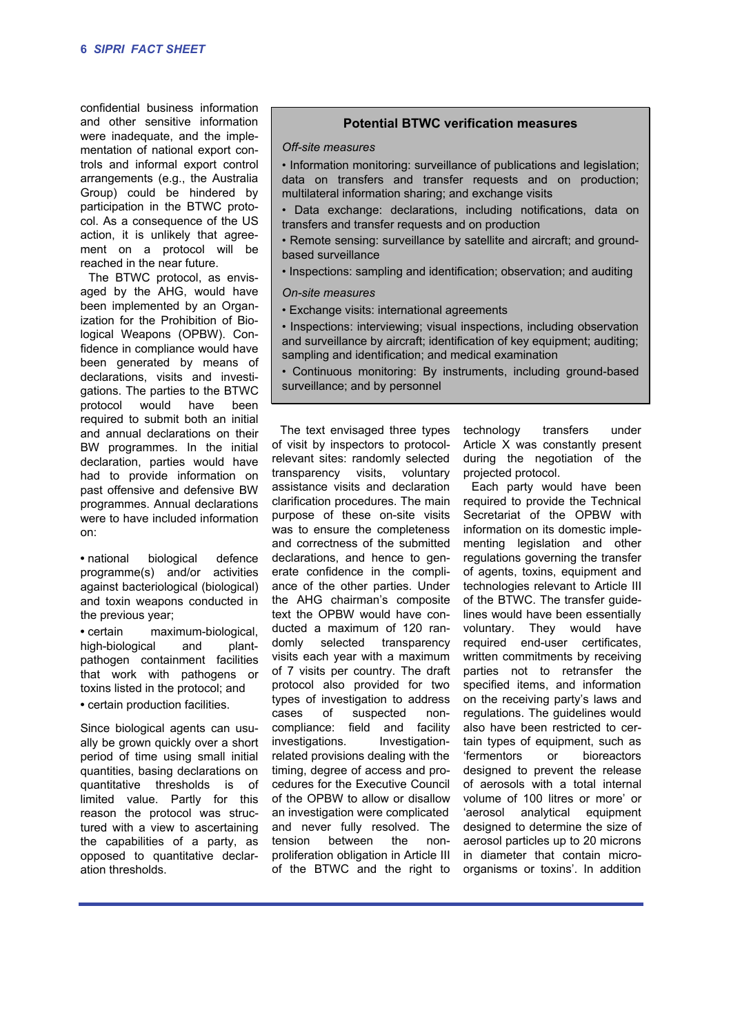confidential business information and other sensitive information were inadequate, and the implementation of national export controls and informal export control arrangements (e.g., the Australia Group) could be hindered by participation in the BTWC protocol. As a consequence of the US action, it is unlikely that agreement on a protocol will be reached in the near future.

The BTWC protocol, as envisaged by the AHG, would have been implemented by an Organization for the Prohibition of Biological Weapons (OPBW). Confidence in compliance would have been generated by means of declarations, visits and investigations. The parties to the BTWC protocol would have been required to submit both an initial and annual declarations on their BW programmes. In the initial declaration, parties would have had to provide information on past offensive and defensive BW programmes. Annual declarations were to have included information on:

- national biological defence programme(s) and/or activities against bacteriological (biological) and toxin weapons conducted in the previous year;
- certain maximum-biological, high-biological and plant-pathogen containment facilities that work with pathogens or toxins listed in the protocol; and
- certain production facilities.

Since biological agents can usually be grown quickly over a short period of time using small initial quantities, basing declarations on quantitative thresholds is of limited value. Partly for this reason the protocol was structured with a view to ascertaining the capabilities of a party, as opposed to quantitative declaration thresholds.

> **Potential BTWC verification measures**
>
> *Off-site measures*
>
> - Information monitoring: surveillance of publications and legislation; data on transfers and transfer requests and on production; multilateral information sharing; and exchange visits
> - Data exchange: declarations, including notifications, data on transfers and transfer requests and on production
> - Remote sensing: surveillance by satellite and aircraft; and ground-based surveillance
> - Inspections: sampling and identification; observation; and auditing
>
> *On-site measures*
>
> - Exchange visits: international agreements
> - Inspections: interviewing; visual inspections, including observation and surveillance by aircraft; identification of key equipment; auditing; sampling and identification; and medical examination
> - Continuous monitoring: By instruments, including ground-based surveillance; and by personnel

The text envisaged three types of visit by inspectors to protocol-relevant sites: randomly selected transparency visits, voluntary assistance visits and declaration clarification procedures. The main purpose of these on-site visits was to ensure the completeness and correctness of the submitted declarations, and hence to generate confidence in the compliance of the other parties. Under the AHG chairman's composite text the OPBW would have conducted a maximum of 120 randomly selected transparency visits each year with a maximum of 7 visits per country. The draft protocol also provided for two types of investigation to address cases of suspected non-compliance: field and facility investigations. Investigation-related provisions dealing with the timing, degree of access and procedures for the Executive Council of the OPBW to allow or disallow an investigation were complicated and never fully resolved. The tension between the non-proliferation obligation in Article III of the BTWC and the right to technology transfers under Article X was constantly present during the negotiation of the projected protocol.

Each party would have been required to provide the Technical Secretariat of the OPBW with information on its domestic implementing legislation and other regulations governing the transfer of agents, toxins, equipment and technologies relevant to Article III of the BTWC. The transfer guidelines would have been essentially voluntary. They would have required end-user certificates, written commitments by receiving parties not to retransfer the specified items, and information on the receiving party's laws and regulations. The guidelines would also have been restricted to certain types of equipment, such as 'fermentors or bioreactors designed to prevent the release of aerosols with a total internal volume of 100 litres or more' or 'aerosol analytical equipment designed to determine the size of aerosol particles up to 20 microns in diameter that contain micro-organisms or toxins'. In addition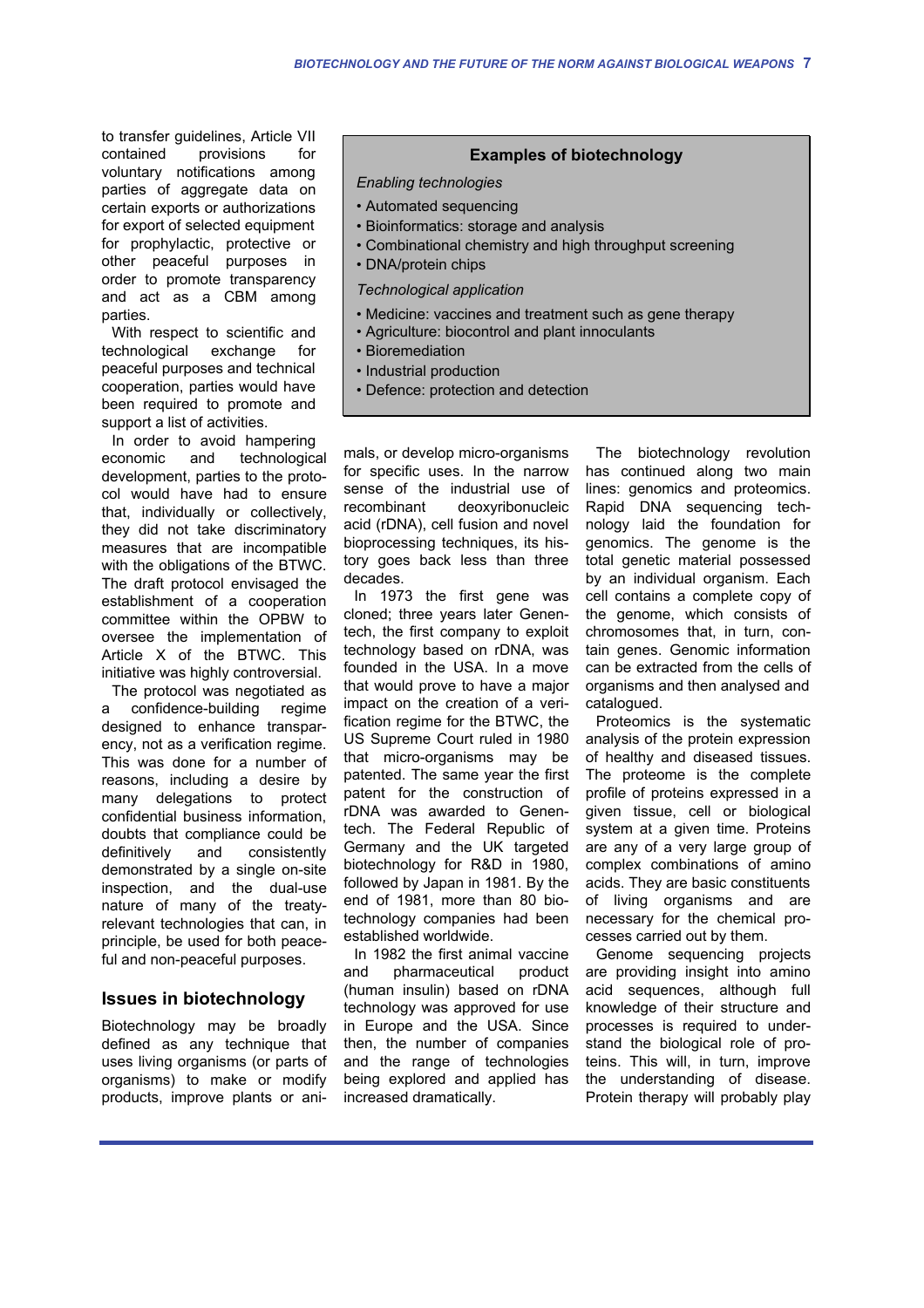to transfer guidelines, Article VII contained provisions for voluntary notifications among parties of aggregate data on certain exports or authorizations for export of selected equipment for prophylactic, protective or other peaceful purposes in order to promote transparency and act as a CBM among parties.

With respect to scientific and technological exchange for peaceful purposes and technical cooperation, parties would have been required to promote and support a list of activities.

In order to avoid hampering economic and technological development, parties to the protocol would have had to ensure that, individually or collectively, they did not take discriminatory measures that are incompatible with the obligations of the BTWC. The draft protocol envisaged the establishment of a cooperation committee within the OPBW to oversee the implementation of Article X of the BTWC. This initiative was highly controversial.

The protocol was negotiated as a confidence-building regime designed to enhance transparency, not as a verification regime. This was done for a number of reasons, including a desire by many delegations to protect confidential business information, doubts that compliance could be definitively and consistently demonstrated by a single on-site inspection, and the dual-use nature of many of the treaty-relevant technologies that can, in principle, be used for both peaceful and non-peaceful purposes.

> **Examples of biotechnology**
>
> *Enabling technologies*
>
> - Automated sequencing
> - Bioinformatics: storage and analysis
> - Combinational chemistry and high throughput screening
> - DNA/protein chips
>
> *Technological application*
>
> - Medicine: vaccines and treatment such as gene therapy
> - Agriculture: biocontrol and plant innoculants
> - Bioremediation
> - Industrial production
> - Defence: protection and detection

## Issues in biotechnology

Biotechnology may be broadly defined as any technique that uses living organisms (or parts of organisms) to make or modify products, improve plants or animals, or develop micro-organisms for specific uses. In the narrow sense of the industrial use of recombinant deoxyribonucleic acid (rDNA), cell fusion and novel bioprocessing techniques, its history goes back less than three decades.

In 1973 the first gene was cloned; three years later Genentech, the first company to exploit technology based on rDNA, was founded in the USA. In a move that would prove to have a major impact on the creation of a verification regime for the BTWC, the US Supreme Court ruled in 1980 that micro-organisms may be patented. The same year the first patent for the construction of rDNA was awarded to Genentech. The Federal Republic of Germany and the UK targeted biotechnology for R&D in 1980, followed by Japan in 1981. By the end of 1981, more than 80 biotechnology companies had been established worldwide.

In 1982 the first animal vaccine and pharmaceutical product (human insulin) based on rDNA technology was approved for use in Europe and the USA. Since then, the number of companies and the range of technologies being explored and applied has increased dramatically.

The biotechnology revolution has continued along two main lines: genomics and proteomics. Rapid DNA sequencing technology laid the foundation for genomics. The genome is the total genetic material possessed by an individual organism. Each cell contains a complete copy of the genome, which consists of chromosomes that, in turn, contain genes. Genomic information can be extracted from the cells of organisms and then analysed and catalogued.

Proteomics is the systematic analysis of the protein expression of healthy and diseased tissues. The proteome is the complete profile of proteins expressed in a given tissue, cell or biological system at a given time. Proteins are any of a very large group of complex combinations of amino acids. They are basic constituents of living organisms and are necessary for the chemical processes carried out by them.

Genome sequencing projects are providing insight into amino acid sequences, although full knowledge of their structure and processes is required to understand the biological role of proteins. This will, in turn, improve the understanding of disease. Protein therapy will probably play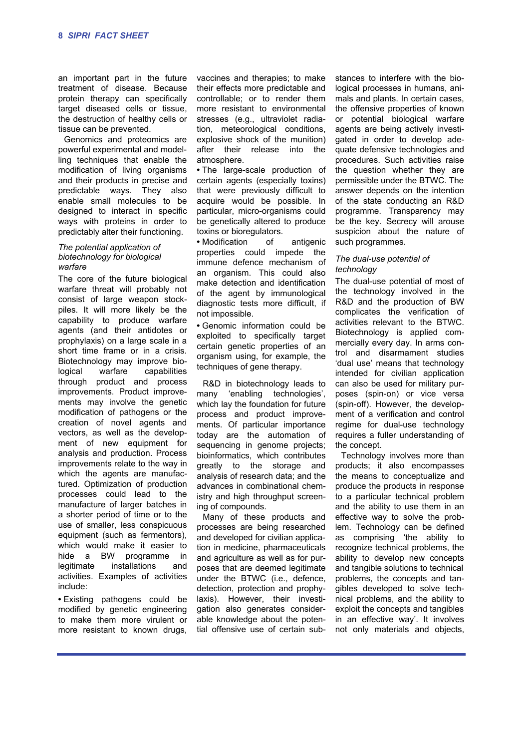an important part in the future treatment of disease. Because protein therapy can specifically target diseased cells or tissue, the destruction of healthy cells or tissue can be prevented.

Genomics and proteomics are powerful experimental and modelling techniques that enable the modification of living organisms and their products in precise and predictable ways. They also enable small molecules to be designed to interact in specific ways with proteins in order to predictably alter their functioning.

### *The potential application of biotechnology for biological warfare*

The core of the future biological warfare threat will probably not consist of large weapon stockpiles. It will more likely be the capability to produce warfare agents (and their antidotes or prophylaxis) on a large scale in a short time frame or in a crisis. Biotechnology may improve biological warfare capabilities through product and process improvements. Product improvements may involve the genetic modification of pathogens or the creation of novel agents and vectors, as well as the development of new equipment for analysis and production. Process improvements relate to the way in which the agents are manufactured. Optimization of production processes could lead to the manufacture of larger batches in a shorter period of time or to the use of smaller, less conspicuous equipment (such as fermentors), which would make it easier to hide a BW programme in legitimate installations and activities. Examples of activities include:

- Existing pathogens could be modified by genetic engineering to make them more virulent or more resistant to known drugs, vaccines and therapies; to make their effects more predictable and controllable; or to render them more resistant to environmental stresses (e.g., ultraviolet radiation, meteorological conditions, explosive shock of the munition) after their release into the atmosphere.
- The large-scale production of certain agents (especially toxins) that were previously difficult to acquire would be possible. In particular, micro-organisms could be genetically altered to produce toxins or bioregulators.
- Modification of antigenic properties could impede the immune defence mechanism of an organism. This could also make detection and identification of the agent by immunological diagnostic tests more difficult, if not impossible.
- Genomic information could be exploited to specifically target certain genetic properties of an organism using, for example, the techniques of gene therapy.

R&D in biotechnology leads to many 'enabling technologies', which lay the foundation for future process and product improvements. Of particular importance today are the automation of sequencing in genome projects; bioinformatics, which contributes greatly to the storage and analysis of research data; and the advances in combinational chemistry and high throughput screening of compounds.

Many of these products and processes are being researched and developed for civilian application in medicine, pharmaceuticals and agriculture as well as for purposes that are deemed legitimate under the BTWC (i.e., defence, detection, protection and prophylaxis). However, their investigation also generates considerable knowledge about the potential offensive use of certain substances to interfere with the biological processes in humans, animals and plants. In certain cases, the offensive properties of known or potential biological warfare agents are being actively investigated in order to develop adequate defensive technologies and procedures. Such activities raise the question whether they are permissible under the BTWC. The answer depends on the intention of the state conducting an R&D programme. Transparency may be the key. Secrecy will arouse suspicion about the nature of such programmes.

### *The dual-use potential of technology*

The dual-use potential of most of the technology involved in the R&D and the production of BW complicates the verification of activities relevant to the BTWC. Biotechnology is applied commercially every day. In arms control and disarmament studies 'dual use' means that technology intended for civilian application can also be used for military purposes (spin-on) or vice versa (spin-off). However, the development of a verification and control regime for dual-use technology requires a fuller understanding of the concept.

Technology involves more than products; it also encompasses the means to conceptualize and produce the products in response to a particular technical problem and the ability to use them in an effective way to solve the problem. Technology can be defined as comprising 'the ability to recognize technical problems, the ability to develop new concepts and tangible solutions to technical problems, the concepts and tangibles developed to solve technical problems, and the ability to exploit the concepts and tangibles in an effective way'. It involves not only materials and objects,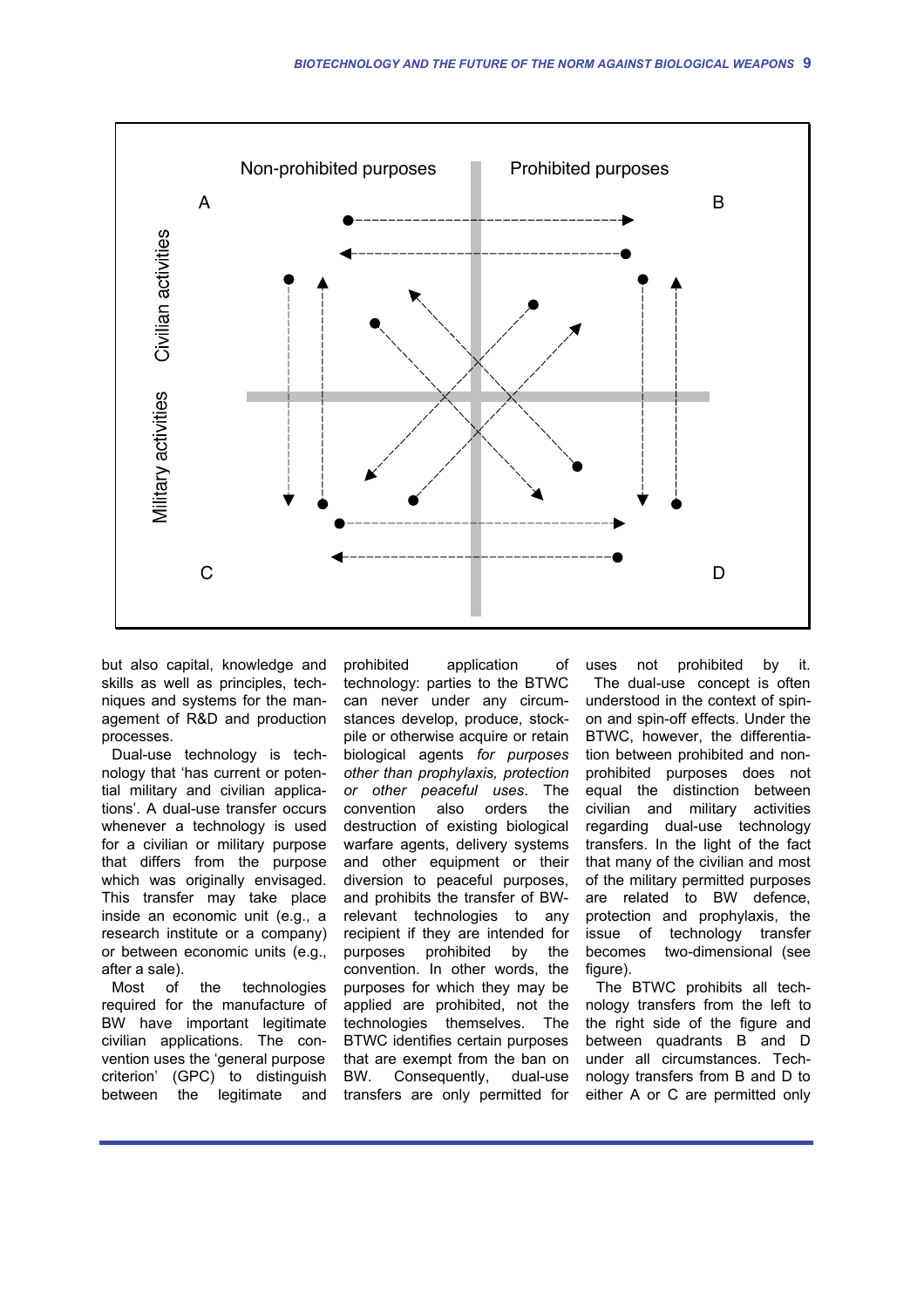Non-prohibited purposes | Prohibited purposes

A | B

Civilian activities

Military activities

C | D

but also capital, knowledge and skills as well as principles, techniques and systems for the management of R&D and production processes.

Dual-use technology is technology that 'has current or potential military and civilian applications'. A dual-use transfer occurs whenever a technology is used for a civilian or military purpose that differs from the purpose which was originally envisaged. This transfer may take place inside an economic unit (e.g., a research institute or a company) or between economic units (e.g., after a sale).

Most of the technologies required for the manufacture of BW have important legitimate civilian applications. The convention uses the 'general purpose criterion' (GPC) to distinguish between the legitimate and prohibited application of technology: parties to the BTWC can never under any circumstances develop, produce, stockpile or otherwise acquire or retain biological agents *for purposes other than prophylaxis, protection or other peaceful uses*. The convention also orders the destruction of existing biological warfare agents, delivery systems and other equipment or their diversion to peaceful purposes, and prohibits the transfer of BW-relevant technologies to any recipient if they are intended for purposes prohibited by the convention. In other words, the purposes for which they may be applied are prohibited, not the technologies themselves. The BTWC identifies certain purposes that are exempt from the ban on BW. Consequently, dual-use transfers are only permitted for uses not prohibited by it.

The dual-use concept is often understood in the context of spin-on and spin-off effects. Under the BTWC, however, the differentiation between prohibited and non-prohibited purposes does not equal the distinction between civilian and military activities regarding dual-use technology transfers. In the light of the fact that many of the civilian and most of the military permitted purposes are related to BW defence, protection and prophylaxis, the issue of technology transfer becomes two-dimensional (see figure).

The BTWC prohibits all technology transfers from the left to the right side of the figure and between quadrants B and D under all circumstances. Technology transfers from B and D to either A or C are permitted only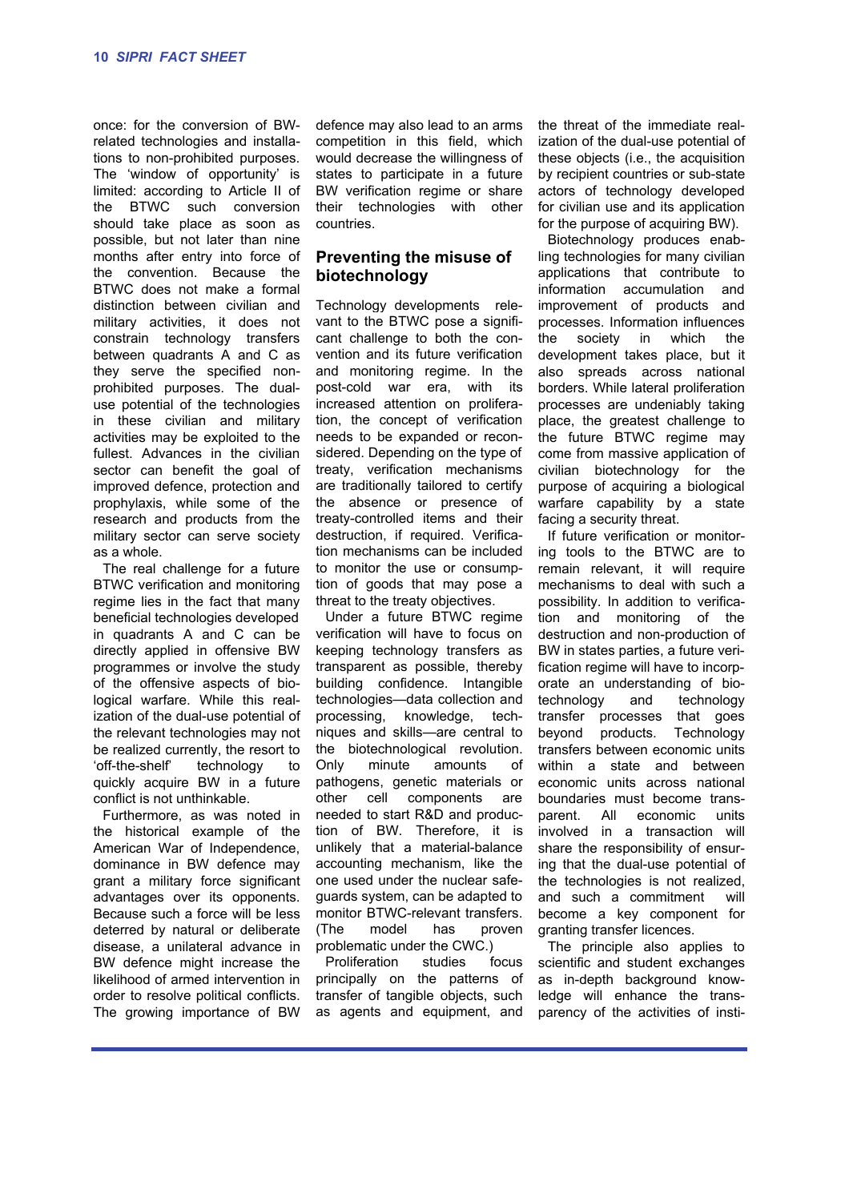once: for the conversion of BW-related technologies and installations to non-prohibited purposes. The 'window of opportunity' is limited: according to Article II of the BTWC such conversion should take place as soon as possible, but not later than nine months after entry into force of the convention. Because the BTWC does not make a formal distinction between civilian and military activities, it does not constrain technology transfers between quadrants A and C as they serve the specified non-prohibited purposes. The dual-use potential of the technologies in these civilian and military activities may be exploited to the fullest. Advances in the civilian sector can benefit the goal of improved defence, protection and prophylaxis, while some of the research and products from the military sector can serve society as a whole.

The real challenge for a future BTWC verification and monitoring regime lies in the fact that many beneficial technologies developed in quadrants A and C can be directly applied in offensive BW programmes or involve the study of the offensive aspects of biological warfare. While this realization of the dual-use potential of the relevant technologies may not be realized currently, the resort to 'off-the-shelf' technology to quickly acquire BW in a future conflict is not unthinkable.

Furthermore, as was noted in the historical example of the American War of Independence, dominance in BW defence may grant a military force significant advantages over its opponents. Because such a force will be less deterred by natural or deliberate disease, a unilateral advance in BW defence might increase the likelihood of armed intervention in order to resolve political conflicts. The growing importance of BW defence may also lead to an arms competition in this field, which would decrease the willingness of states to participate in a future BW verification regime or share their technologies with other countries.

## Preventing the misuse of biotechnology

Technology developments relevant to the BTWC pose a significant challenge to both the convention and its future verification and monitoring regime. In the post-cold war era, with its increased attention on proliferation, the concept of verification needs to be expanded or reconsidered. Depending on the type of treaty, verification mechanisms are traditionally tailored to certify the absence or presence of treaty-controlled items and their destruction, if required. Verification mechanisms can be included to monitor the use or consumption of goods that may pose a threat to the treaty objectives.

Under a future BTWC regime verification will have to focus on keeping technology transfers as transparent as possible, thereby building confidence. Intangible technologies—data collection and processing, knowledge, techniques and skills—are central to the biotechnological revolution. Only minute amounts of pathogens, genetic materials or other cell components are needed to start R&D and production of BW. Therefore, it is unlikely that a material-balance accounting mechanism, like the one used under the nuclear safeguards system, can be adapted to monitor BTWC-relevant transfers. (The model has proven problematic under the CWC.)

Proliferation studies focus principally on the patterns of transfer of tangible objects, such as agents and equipment, and the threat of the immediate realization of the dual-use potential of these objects (i.e., the acquisition by recipient countries or sub-state actors of technology developed for civilian use and its application for the purpose of acquiring BW).

Biotechnology produces enabling technologies for many civilian applications that contribute to information accumulation and improvement of products and processes. Information influences the society in which the development takes place, but it also spreads across national borders. While lateral proliferation processes are undeniably taking place, the greatest challenge to the future BTWC regime may come from massive application of civilian biotechnology for the purpose of acquiring a biological warfare capability by a state facing a security threat.

If future verification or monitoring tools to the BTWC are to remain relevant, it will require mechanisms to deal with such a possibility. In addition to verification and monitoring of the destruction and non-production of BW in states parties, a future verification regime will have to incorporate an understanding of biotechnology and technology transfer processes that goes beyond products. Technology transfers between economic units within a state and between economic units across national boundaries must become transparent. All economic units involved in a transaction will share the responsibility of ensuring that the dual-use potential of the technologies is not realized, and such a commitment will become a key component for granting transfer licences.

The principle also applies to scientific and student exchanges as in-depth background knowledge will enhance the transparency of the activities of insti-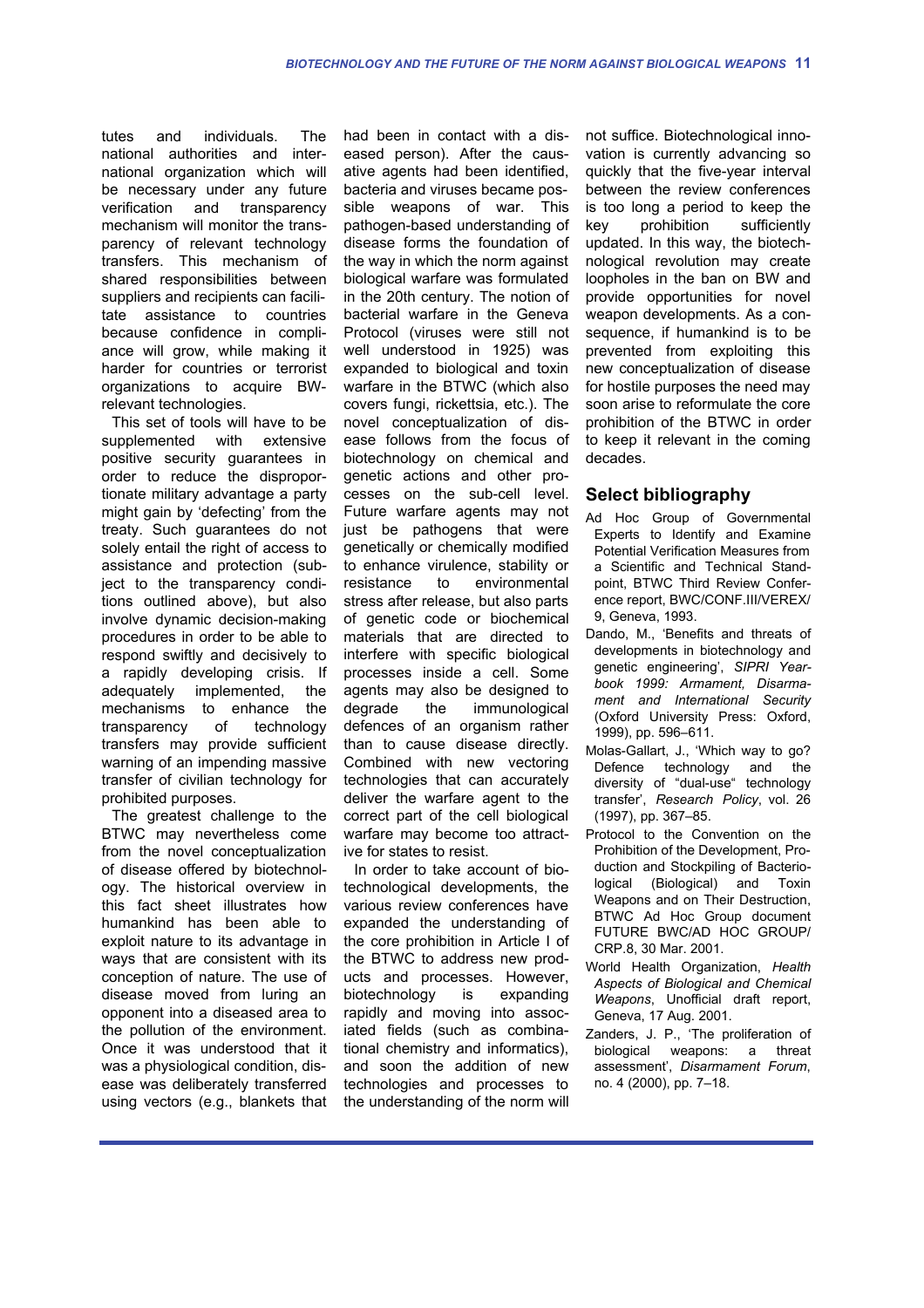tutes and individuals. The national authorities and international organization which will be necessary under any future verification and transparency mechanism will monitor the transparency of relevant technology transfers. This mechanism of shared responsibilities between suppliers and recipients can facilitate assistance to countries because confidence in compliance will grow, while making it harder for countries or terrorist organizations to acquire BW-relevant technologies.

This set of tools will have to be supplemented with extensive positive security guarantees in order to reduce the disproportionate military advantage a party might gain by 'defecting' from the treaty. Such guarantees do not solely entail the right of access to assistance and protection (subject to the transparency conditions outlined above), but also involve dynamic decision-making procedures in order to be able to respond swiftly and decisively to a rapidly developing crisis. If adequately implemented, the mechanisms to enhance the transparency of technology transfers may provide sufficient warning of an impending massive transfer of civilian technology for prohibited purposes.

The greatest challenge to the BTWC may nevertheless come from the novel conceptualization of disease offered by biotechnology. The historical overview in this fact sheet illustrates how humankind has been able to exploit nature to its advantage in ways that are consistent with its conception of nature. The use of disease moved from luring an opponent into a diseased area to the pollution of the environment. Once it was understood that it was a physiological condition, disease was deliberately transferred using vectors (e.g., blankets that had been in contact with a diseased person). After the causative agents had been identified, bacteria and viruses became possible weapons of war. This pathogen-based understanding of disease forms the foundation of the way in which the norm against biological warfare was formulated in the 20th century. The notion of bacterial warfare in the Geneva Protocol (viruses were still not well understood in 1925) was expanded to biological and toxin warfare in the BTWC (which also covers fungi, rickettsia, etc.). The novel conceptualization of disease follows from the focus of biotechnology on chemical and genetic actions and other processes on the sub-cell level. Future warfare agents may not just be pathogens that were genetically or chemically modified to enhance virulence, stability or resistance to environmental stress after release, but also parts of genetic code or biochemical materials that are directed to interfere with specific biological processes inside a cell. Some agents may also be designed to degrade the immunological defences of an organism rather than to cause disease directly. Combined with new vectoring technologies that can accurately deliver the warfare agent to the correct part of the cell biological warfare may become too attractive for states to resist.

In order to take account of biotechnological developments, the various review conferences have expanded the understanding of the core prohibition in Article I of the BTWC to address new products and processes. However, biotechnology is expanding rapidly and moving into associated fields (such as combinational chemistry and informatics), and soon the addition of new technologies and processes to the understanding of the norm will not suffice. Biotechnological innovation is currently advancing so quickly that the five-year interval between the review conferences is too long a period to keep the key prohibition sufficiently updated. In this way, the biotechnological revolution may create loopholes in the ban on BW and provide opportunities for novel weapon developments. As a consequence, if humankind is to be prevented from exploiting this new conceptualization of disease for hostile purposes the need may soon arise to reformulate the core prohibition of the BTWC in order to keep it relevant in the coming decades.

## Select bibliography

- Ad Hoc Group of Governmental Experts to Identify and Examine Potential Verification Measures from a Scientific and Technical Standpoint, BTWC Third Review Conference report, BWC/CONF.III/VEREX/9, Geneva, 1993.
- Dando, M., 'Benefits and threats of developments in biotechnology and genetic engineering', *SIPRI Yearbook 1999: Armament, Disarmament and International Security* (Oxford University Press: Oxford, 1999), pp. 596–611.
- Molas-Gallart, J., 'Which way to go? Defence technology and the diversity of "dual-use" technology transfer', *Research Policy*, vol. 26 (1997), pp. 367–85.
- Protocol to the Convention on the Prohibition of the Development, Production and Stockpiling of Bacteriological (Biological) and Toxin Weapons and on Their Destruction, BTWC Ad Hoc Group document FUTURE BWC/AD HOC GROUP/CRP.8, 30 Mar. 2001.
- World Health Organization, *Health Aspects of Biological and Chemical Weapons*, Unofficial draft report, Geneva, 17 Aug. 2001.
- Zanders, J. P., 'The proliferation of biological weapons: a threat assessment', *Disarmament Forum*, no. 4 (2000), pp. 7–18.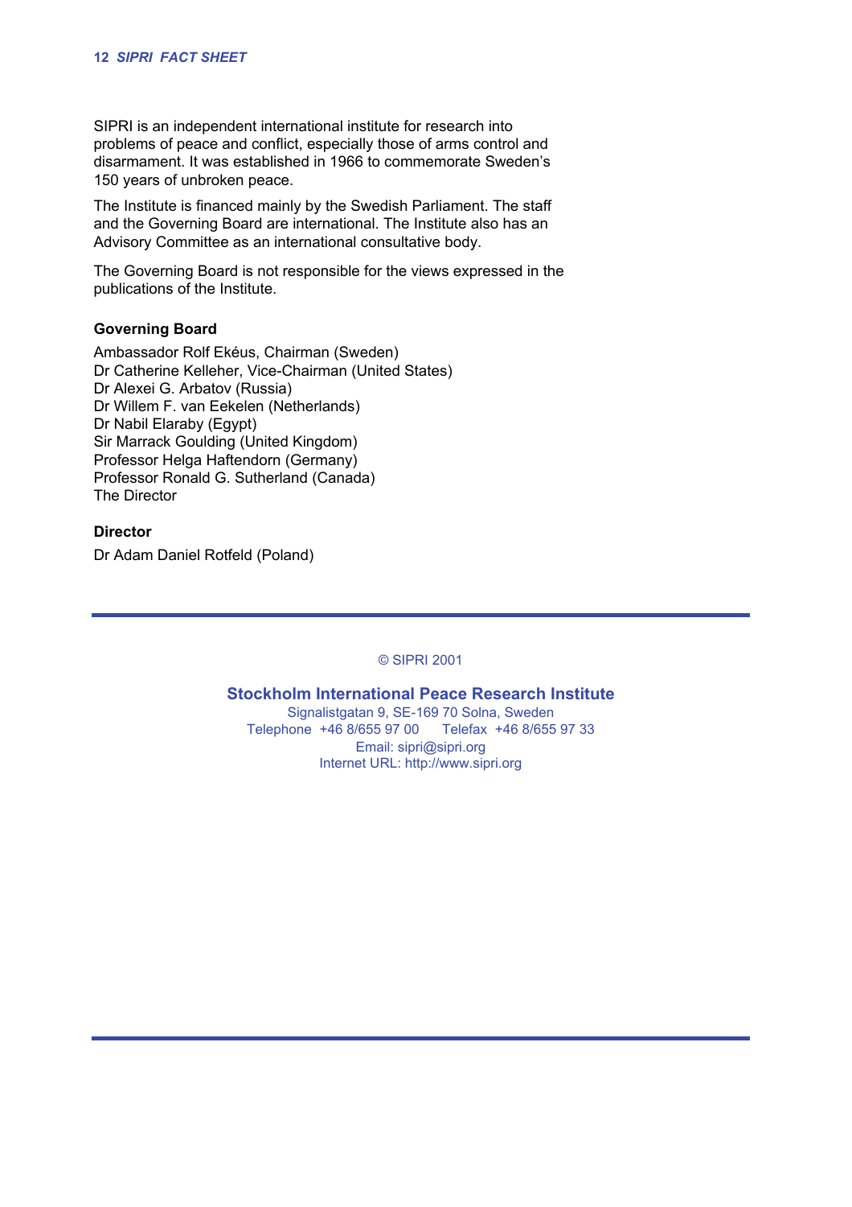SIPRI is an independent international institute for research into problems of peace and conflict, especially those of arms control and disarmament. It was established in 1966 to commemorate Sweden's 150 years of unbroken peace.

The Institute is financed mainly by the Swedish Parliament. The staff and the Governing Board are international. The Institute also has an Advisory Committee as an international consultative body.

The Governing Board is not responsible for the views expressed in the publications of the Institute.

**Governing Board**

Ambassador Rolf Ekéus, Chairman (Sweden)
Dr Catherine Kelleher, Vice-Chairman (United States)
Dr Alexei G. Arbatov (Russia)
Dr Willem F. van Eekelen (Netherlands)
Dr Nabil Elaraby (Egypt)
Sir Marrack Goulding (United Kingdom)
Professor Helga Haftendorn (Germany)
Professor Ronald G. Sutherland (Canada)
The Director

**Director**

Dr Adam Daniel Rotfeld (Poland)

---

© SIPRI 2001

**Stockholm International Peace Research Institute**
Signalistgatan 9, SE-169 70 Solna, Sweden
Telephone +46 8/655 97 00 Telefax +46 8/655 97 33
Email: sipri@sipri.org
Internet URL: http://www.sipri.org